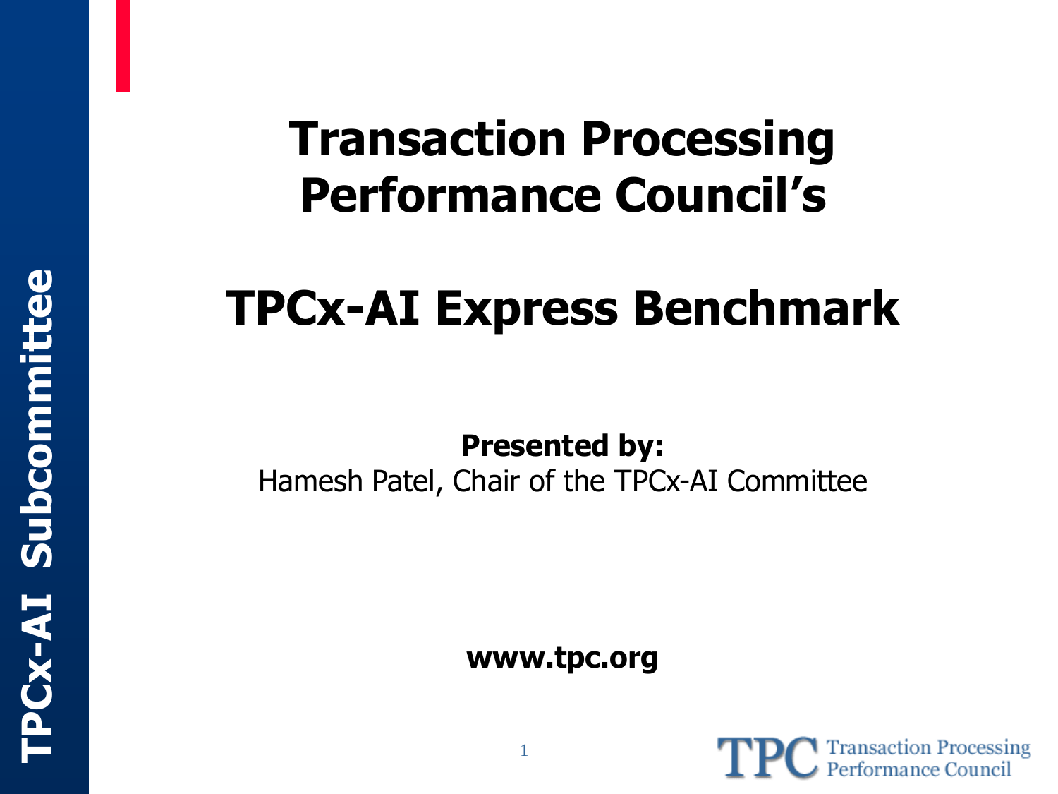# Transaction Processing Performance Council's

# TPCx-AI Express Benchmark

**Presented by:**
Hamesh Patel, Chair of the TPCx-AI Committee

**www.tpc.org**

TPCx-AI Subcommittee

TPC Transaction Processing Performance Council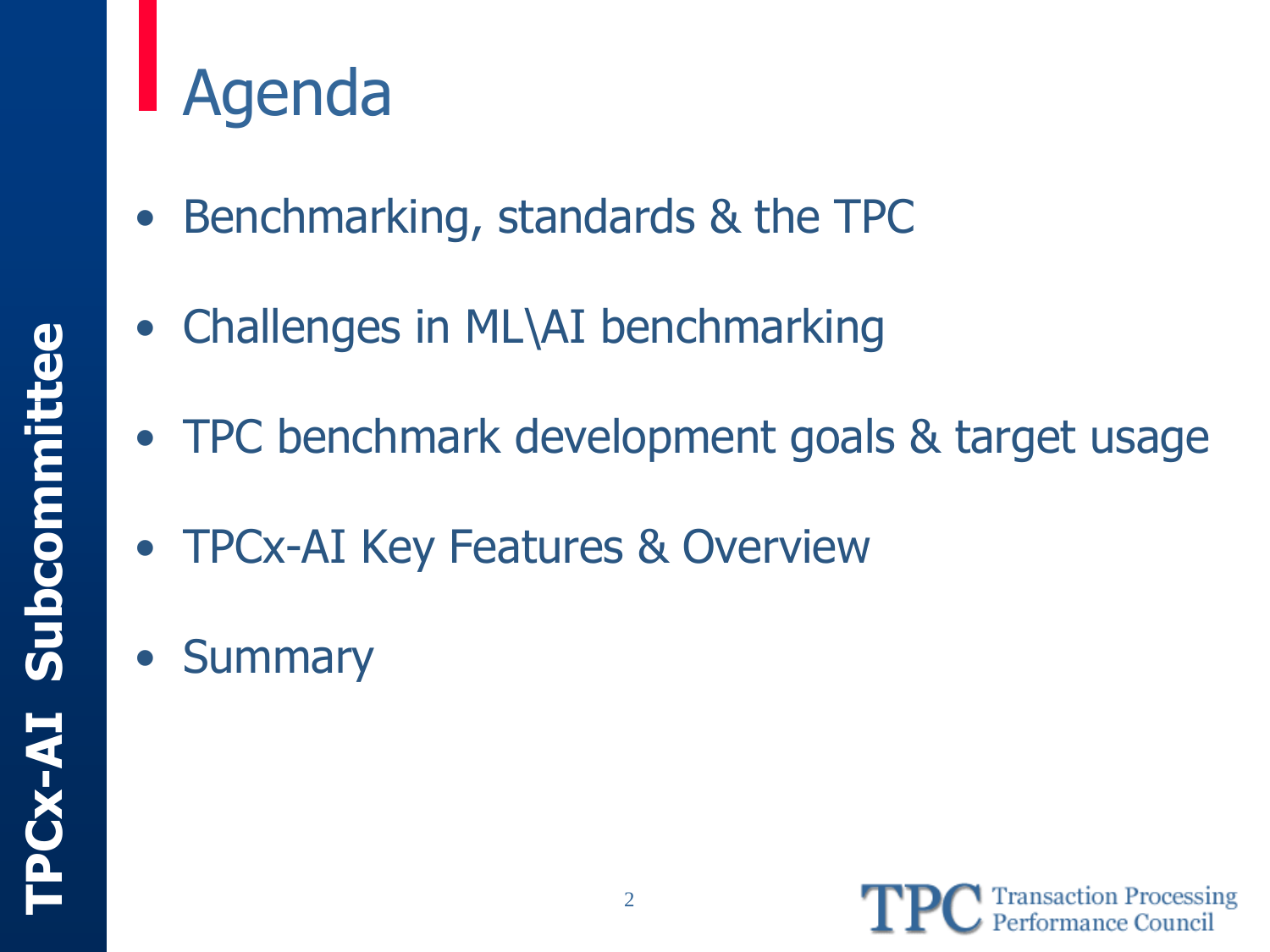# Agenda

- Benchmarking, standards & the TPC
- Challenges in ML\AI benchmarking
- TPC benchmark development goals & target usage
- TPCx-AI Key Features & Overview
- Summary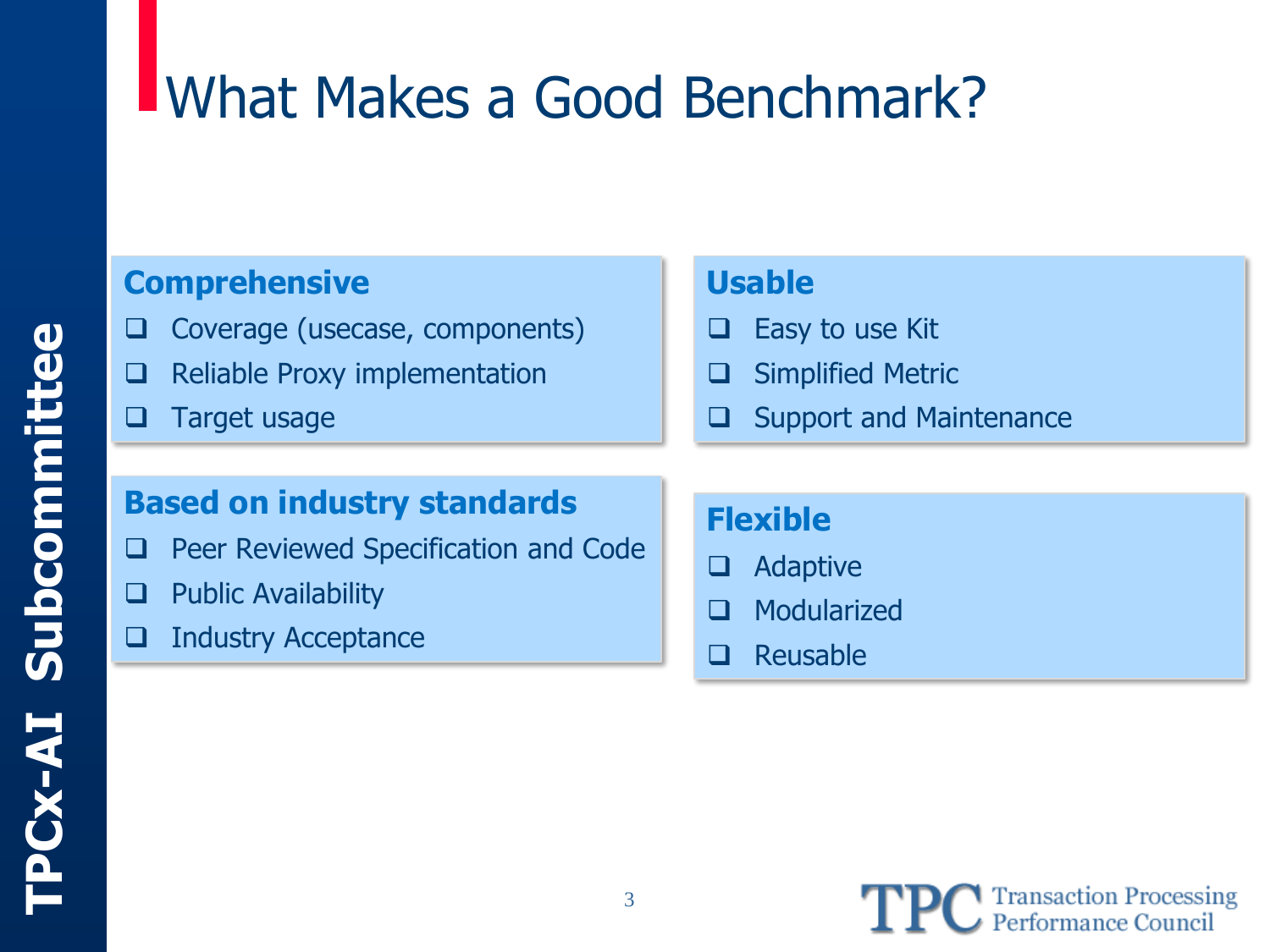# What Makes a Good Benchmark?

### Comprehensive

- Coverage (usecase, components)
- Reliable Proxy implementation
- Target usage

### Based on industry standards

- Peer Reviewed Specification and Code
- Public Availability
- Industry Acceptance

### Usable

- Easy to use Kit
- Simplified Metric
- Support and Maintenance

### Flexible

- Adaptive
- Modularized
- Reusable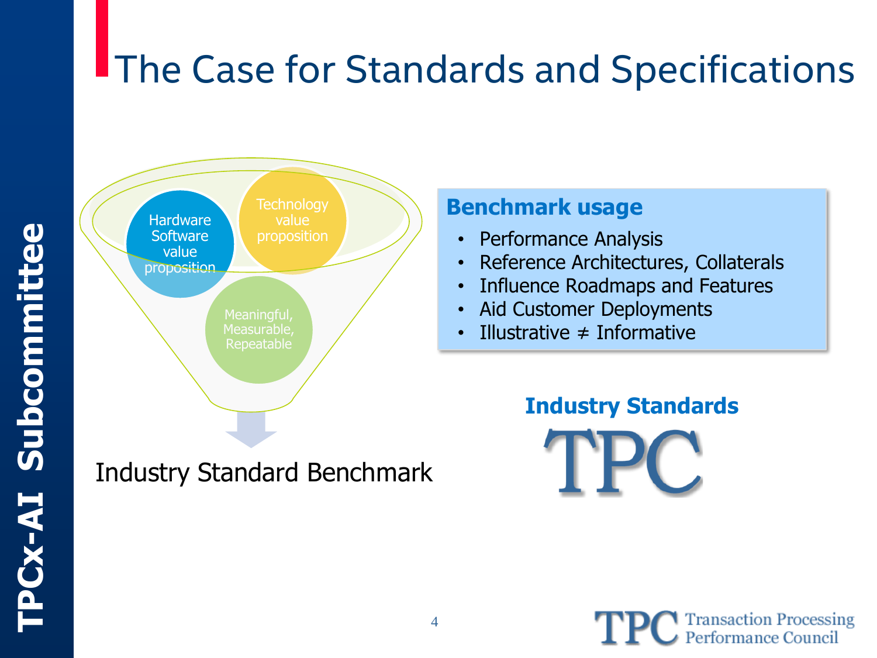# The Case for Standards and Specifications

Hardware Software value proposition

Technology value proposition

Meaningful, Measurable, Repeatable

Industry Standard Benchmark

**Benchmark usage**

- Performance Analysis
- Reference Architectures, Collaterals
- Influence Roadmaps and Features
- Aid Customer Deployments
- Illustrative ≠ Informative

**Industry Standards**

TPC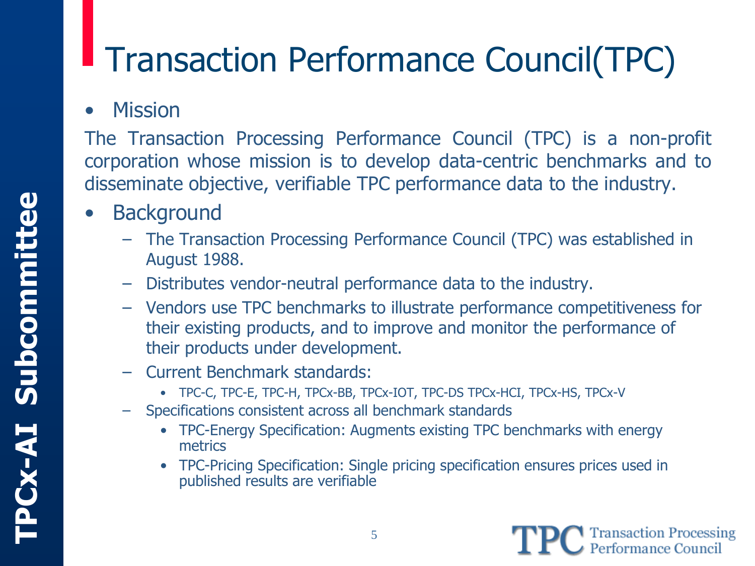# Transaction Performance Council(TPC)

- Mission

The Transaction Processing Performance Council (TPC) is a non-profit corporation whose mission is to develop data-centric benchmarks and to disseminate objective, verifiable TPC performance data to the industry.

- Background
  - The Transaction Processing Performance Council (TPC) was established in August 1988.
  - Distributes vendor-neutral performance data to the industry.
  - Vendors use TPC benchmarks to illustrate performance competitiveness for their existing products, and to improve and monitor the performance of their products under development.
  - Current Benchmark standards:
    - TPC-C, TPC-E, TPC-H, TPCx-BB, TPCx-IOT, TPC-DS TPCx-HCI, TPCx-HS, TPCx-V
  - Specifications consistent across all benchmark standards
    - TPC-Energy Specification: Augments existing TPC benchmarks with energy metrics
    - TPC-Pricing Specification: Single pricing specification ensures prices used in published results are verifiable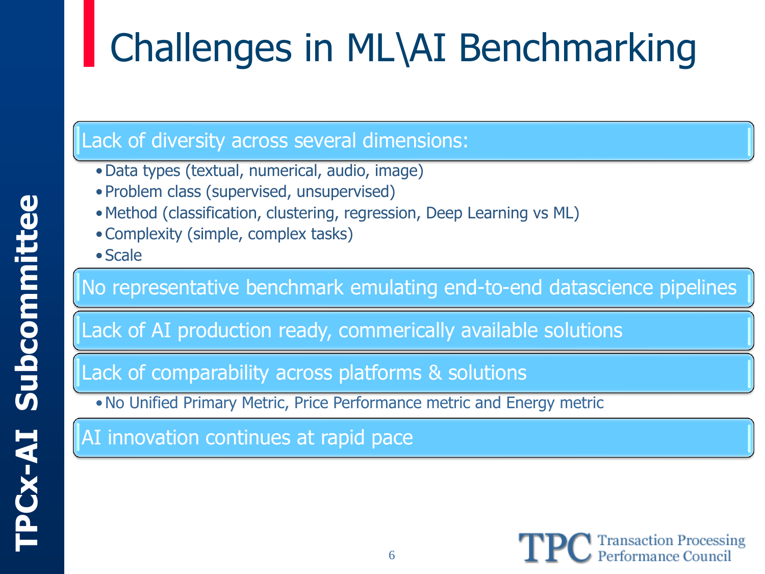# Challenges in ML\AI Benchmarking

**Lack of diversity across several dimensions:**

- Data types (textual, numerical, audio, image)
- Problem class (supervised, unsupervised)
- Method (classification, clustering, regression, Deep Learning vs ML)
- Complexity (simple, complex tasks)
- Scale

**No representative benchmark emulating end-to-end datascience pipelines**

**Lack of AI production ready, commerically available solutions**

**Lack of comparability across platforms & solutions**

- No Unified Primary Metric, Price Performance metric and Energy metric

**AI innovation continues at rapid pace**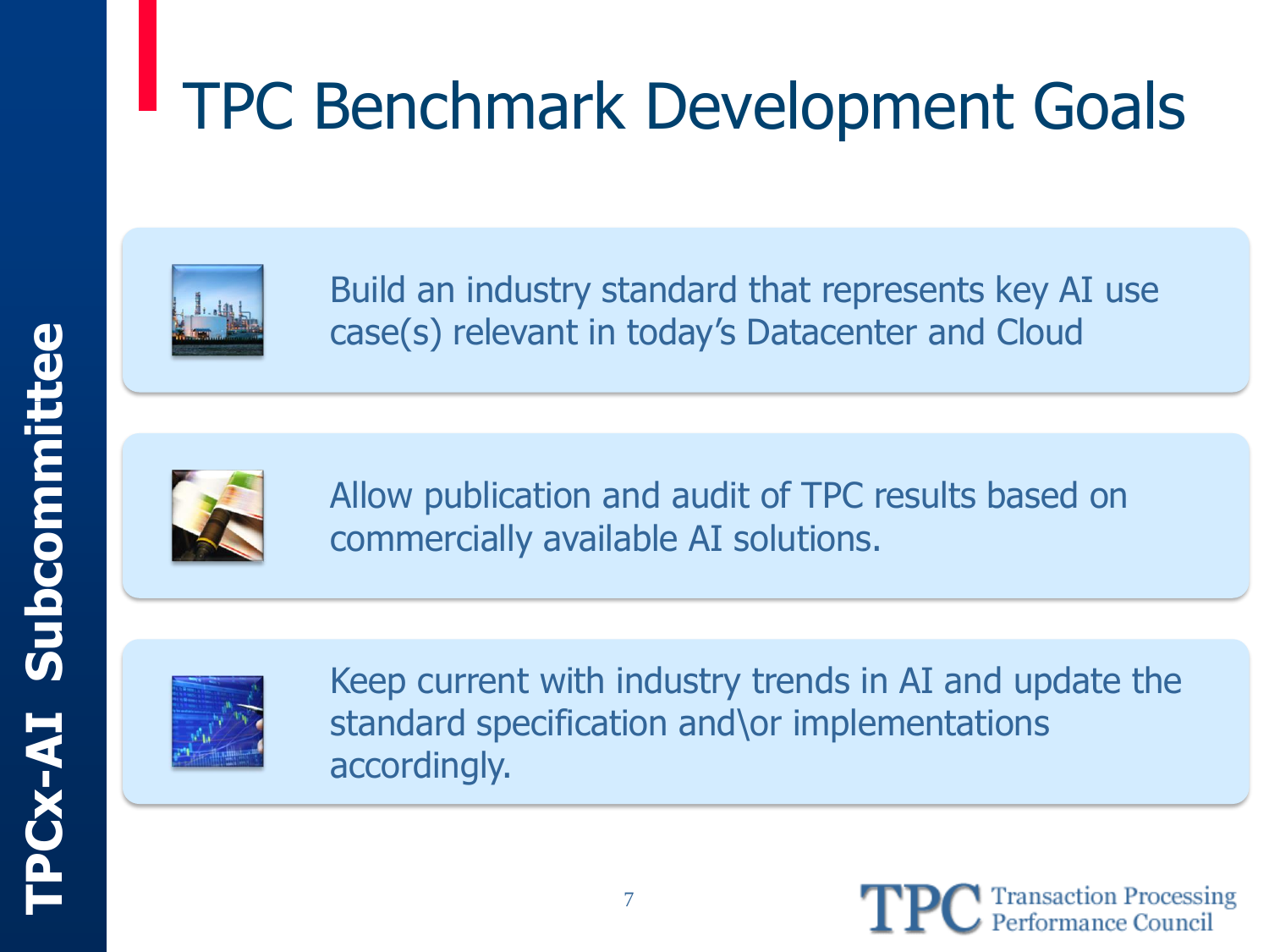# TPC Benchmark Development Goals

- Build an industry standard that represents key AI use case(s) relevant in today's Datacenter and Cloud
- Allow publication and audit of TPC results based on commercially available AI solutions.
- Keep current with industry trends in AI and update the standard specification and\or implementations accordingly.

TPCx-AI Subcommittee

TPC Transaction Processing Performance Council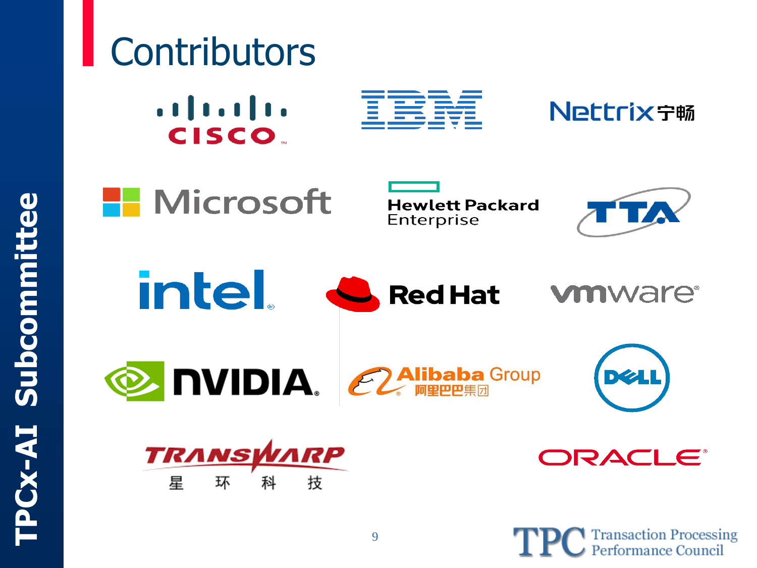# Contributors

Cisco

IBM

Nettrix 宁畅

Microsoft

Hewlett Packard Enterprise

TTA

intel

Red Hat

vmware

NVIDIA

Alibaba Group 阿里巴巴集团

DELL

TRANSWARP 星环科技

ORACLE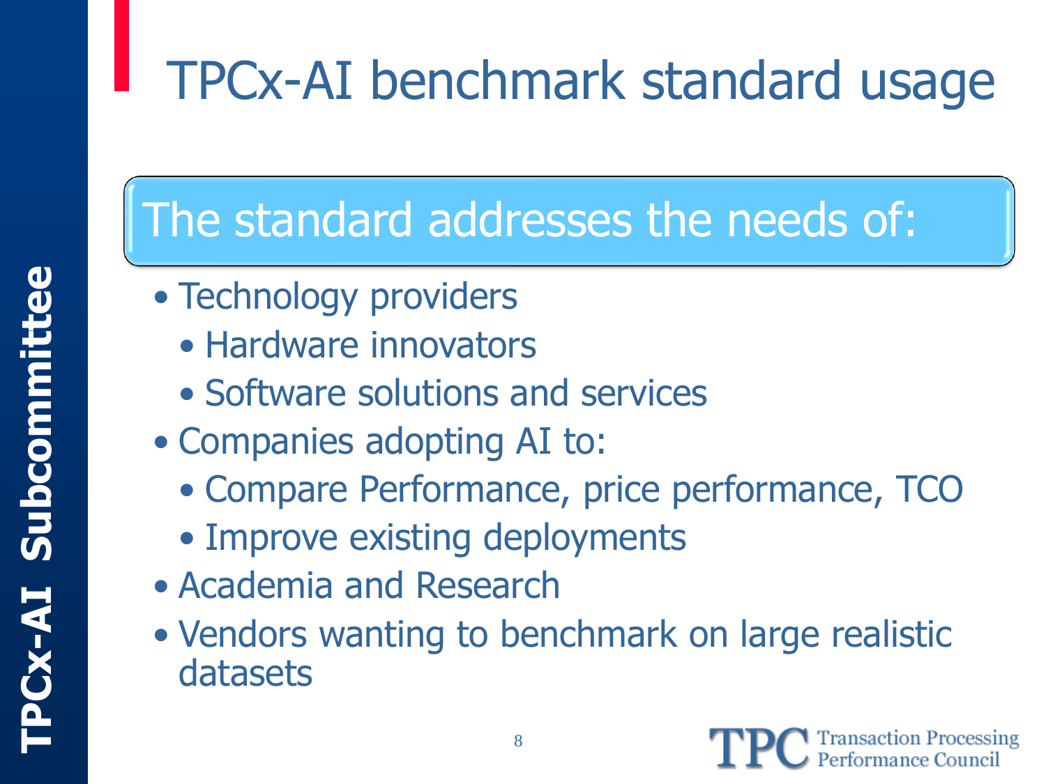# TPCx-AI benchmark standard usage

## The standard addresses the needs of:

- Technology providers
  - Hardware innovators
  - Software solutions and services
- Companies adopting AI to:
  - Compare Performance, price performance, TCO
  - Improve existing deployments
- Academia and Research
- Vendors wanting to benchmark on large realistic datasets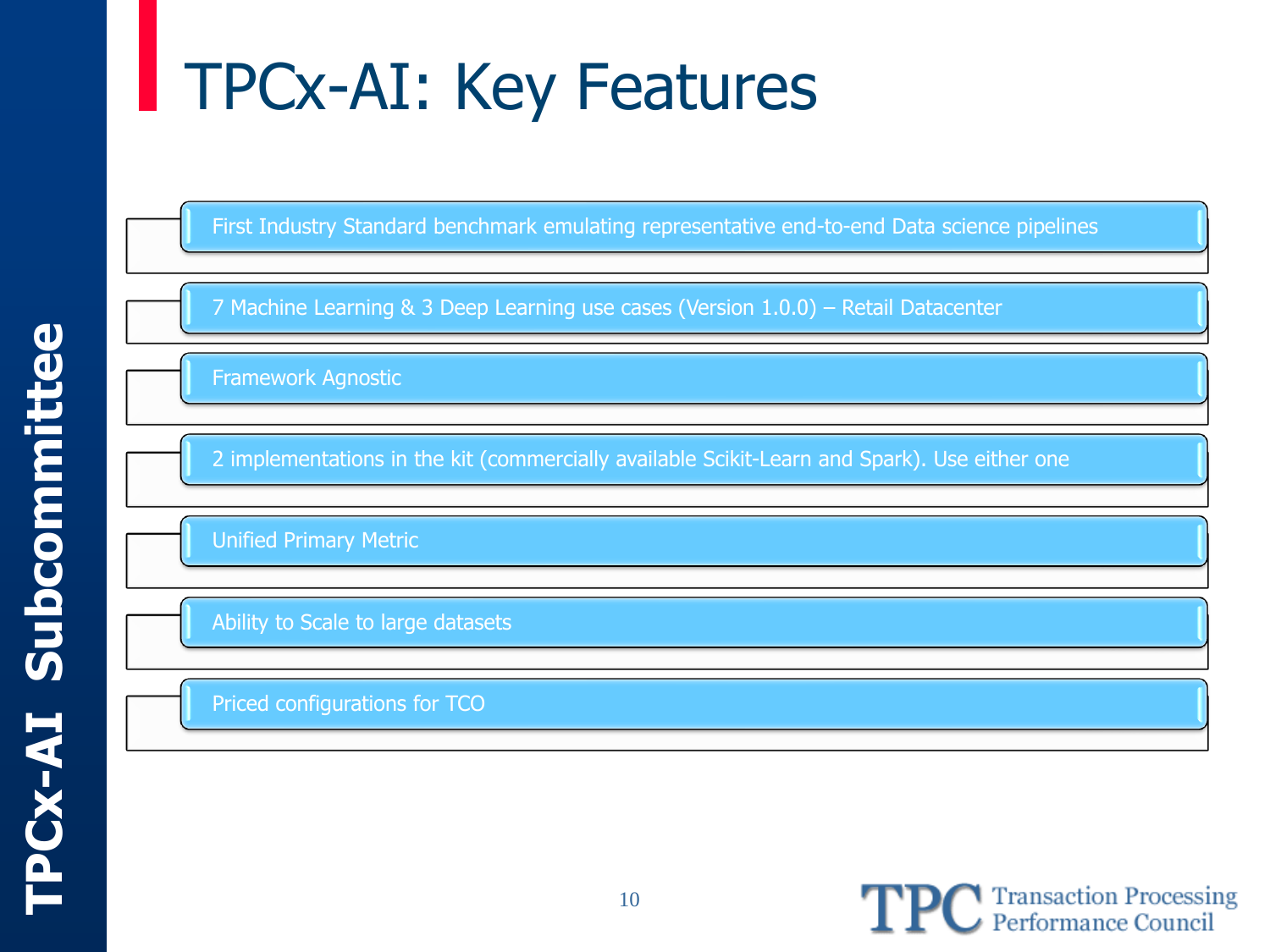# TPCx-AI: Key Features

- First Industry Standard benchmark emulating representative end-to-end Data science pipelines
- 7 Machine Learning & 3 Deep Learning use cases (Version 1.0.0) – Retail Datacenter
- Framework Agnostic
- 2 implementations in the kit (commercially available Scikit-Learn and Spark). Use either one
- Unified Primary Metric
- Ability to Scale to large datasets
- Priced configurations for TCO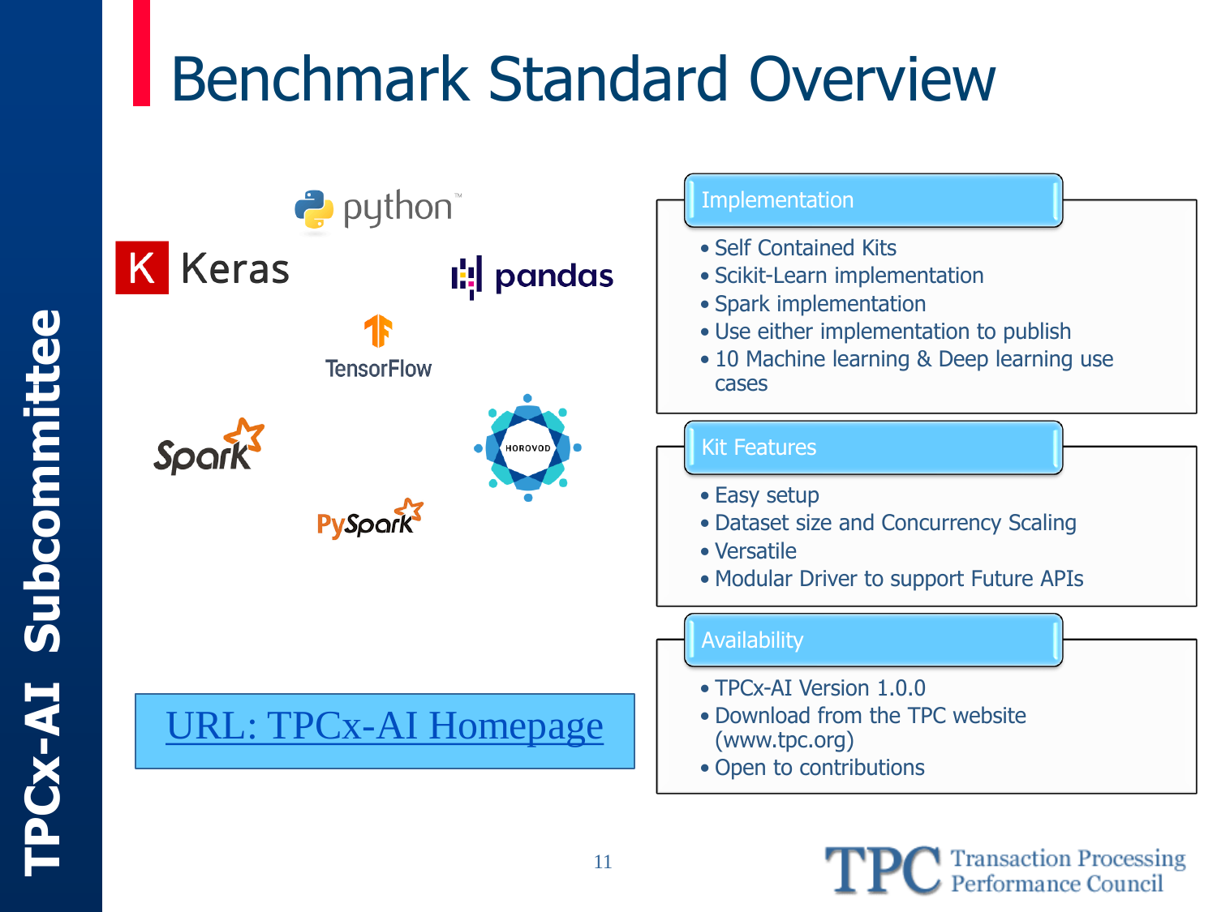# Benchmark Standard Overview

## Implementation

- Self Contained Kits
- Scikit-Learn implementation
- Spark implementation
- Use either implementation to publish
- 10 Machine learning & Deep learning use cases

## Kit Features

- Easy setup
- Dataset size and Concurrency Scaling
- Versatile
- Modular Driver to support Future APIs

## Availability

- TPCx-AI Version 1.0.0
- Download from the TPC website (www.tpc.org)
- Open to contributions

URL: TPCx-AI Homepage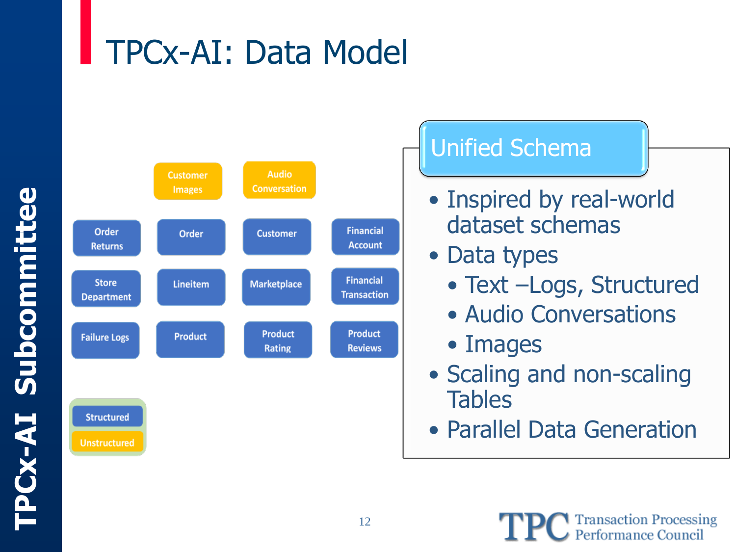# TPCx-AI: Data Model

Customer Images | Audio Conversation

| Order Returns | Order | Customer | Financial Account |
|---|---|---|---|
| Store Department | Lineitem | Marketplace | Financial Transaction |
| Failure Logs | Product | Product Rating | Product Reviews |

Structured
Unstructured

## Unified Schema

- Inspired by real-world dataset schemas
- Data types
  - Text –Logs, Structured
  - Audio Conversations
  - Images
- Scaling and non-scaling Tables
- Parallel Data Generation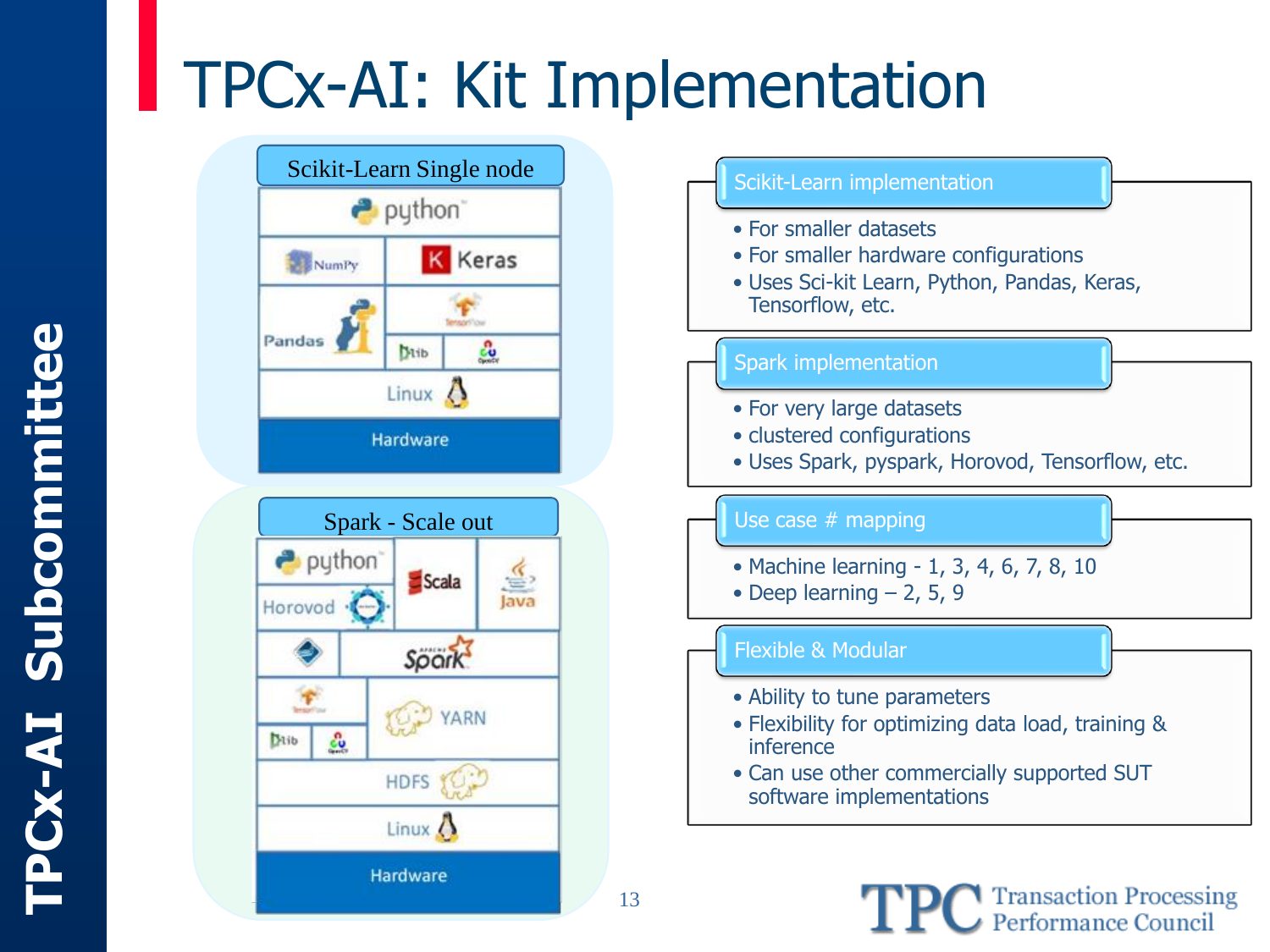# TPCx-AI: Kit Implementation

**Scikit-Learn Single node**

- python
- NumPy | Keras
- Pandas | TensorFlow | Dlib | OpenCV
- Linux
- Hardware

**Spark - Scale out**

- python | Scala | Java
- Horovod
- Spark
- TensorFlow | Dlib | OpenCV | YARN
- HDFS
- Linux
- Hardware

### Scikit-Learn implementation

- For smaller datasets
- For smaller hardware configurations
- Uses Sci-kit Learn, Python, Pandas, Keras, Tensorflow, etc.

### Spark implementation

- For very large datasets
- clustered configurations
- Uses Spark, pyspark, Horovod, Tensorflow, etc.

### Use case # mapping

- Machine learning - 1, 3, 4, 6, 7, 8, 10
- Deep learning – 2, 5, 9

### Flexible & Modular

- Ability to tune parameters
- Flexibility for optimizing data load, training & inference
- Can use other commercially supported SUT software implementations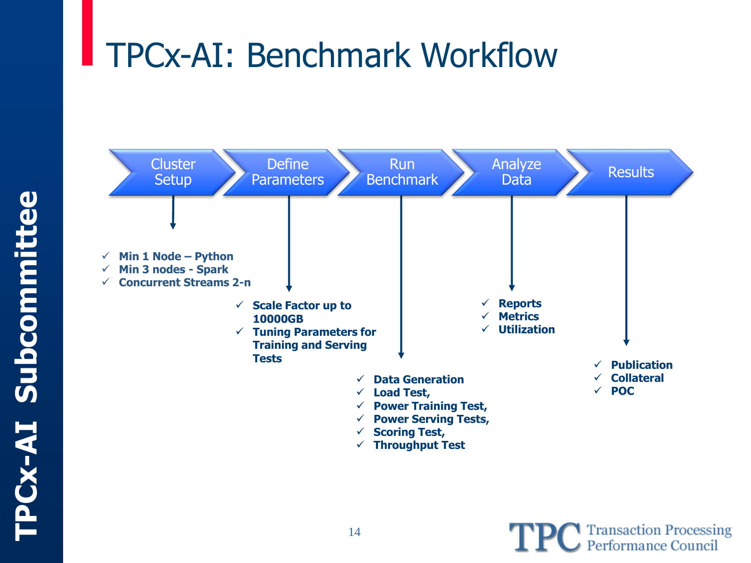# TPCx-AI: Benchmark Workflow

**Cluster Setup**
- ✓ **Min 1 Node – Python**
- ✓ **Min 3 nodes - Spark**
- ✓ **Concurrent Streams 2-n**

**Define Parameters**
- ✓ **Scale Factor up to 10000GB**
- ✓ **Tuning Parameters for Training and Serving Tests**

**Run Benchmark**
- ✓ **Data Generation**
- ✓ **Load Test,**
- ✓ **Power Training Test,**
- ✓ **Power Serving Tests,**
- ✓ **Scoring Test,**
- ✓ **Throughput Test**

**Analyze Data**
- ✓ **Reports**
- ✓ **Metrics**
- ✓ **Utilization**

**Results**
- ✓ **Publication**
- ✓ **Collateral**
- ✓ **POC**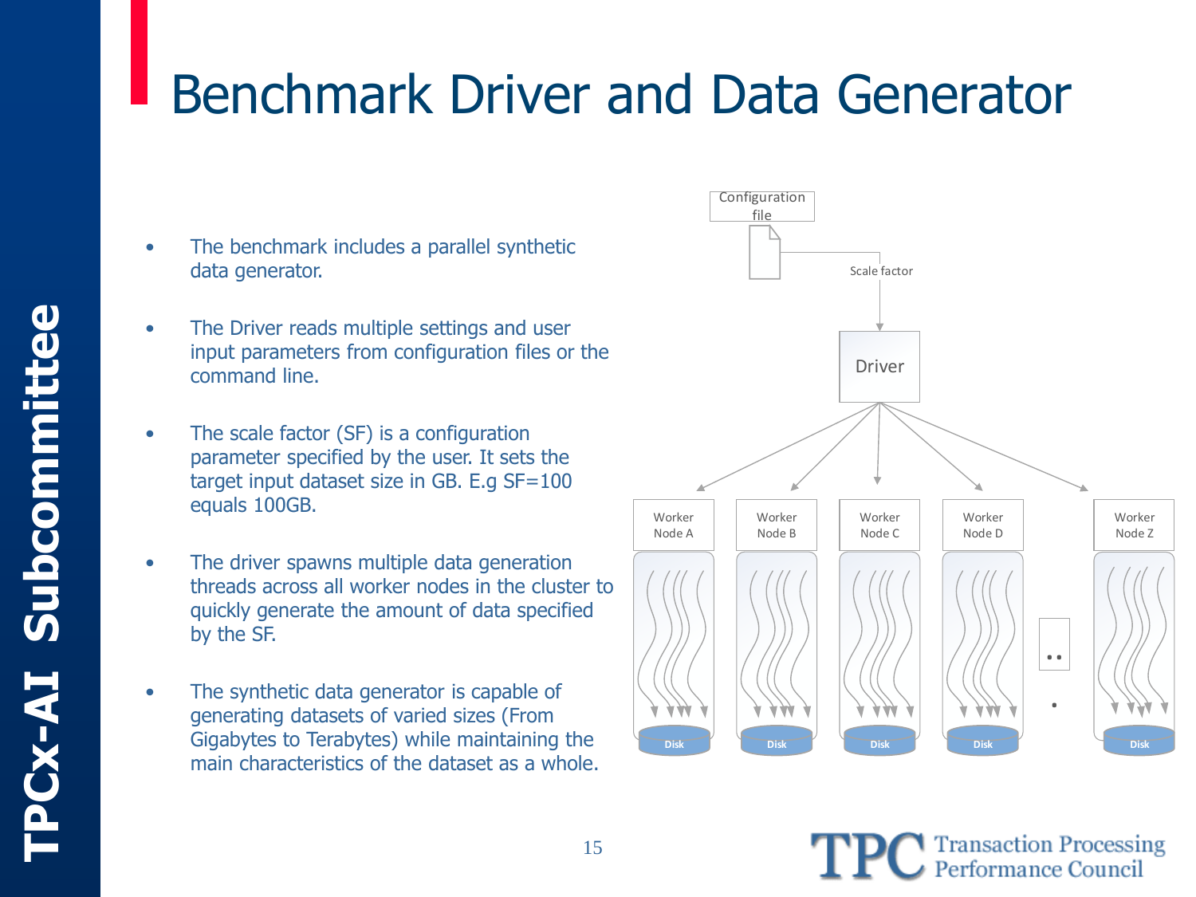# Benchmark Driver and Data Generator

- The benchmark includes a parallel synthetic data generator.
- The Driver reads multiple settings and user input parameters from configuration files or the command line.
- The scale factor (SF) is a configuration parameter specified by the user. It sets the target input dataset size in GB. E.g SF=100 equals 100GB.
- The driver spawns multiple data generation threads across all worker nodes in the cluster to quickly generate the amount of data specified by the SF.
- The synthetic data generator is capable of generating datasets of varied sizes (From Gigabytes to Terabytes) while maintaining the main characteristics of the dataset as a whole.

Configuration file

Scale factor

Driver

Worker Node A | Worker Node B | Worker Node C | Worker Node D | Worker Node Z

Disk | Disk | Disk | Disk | Disk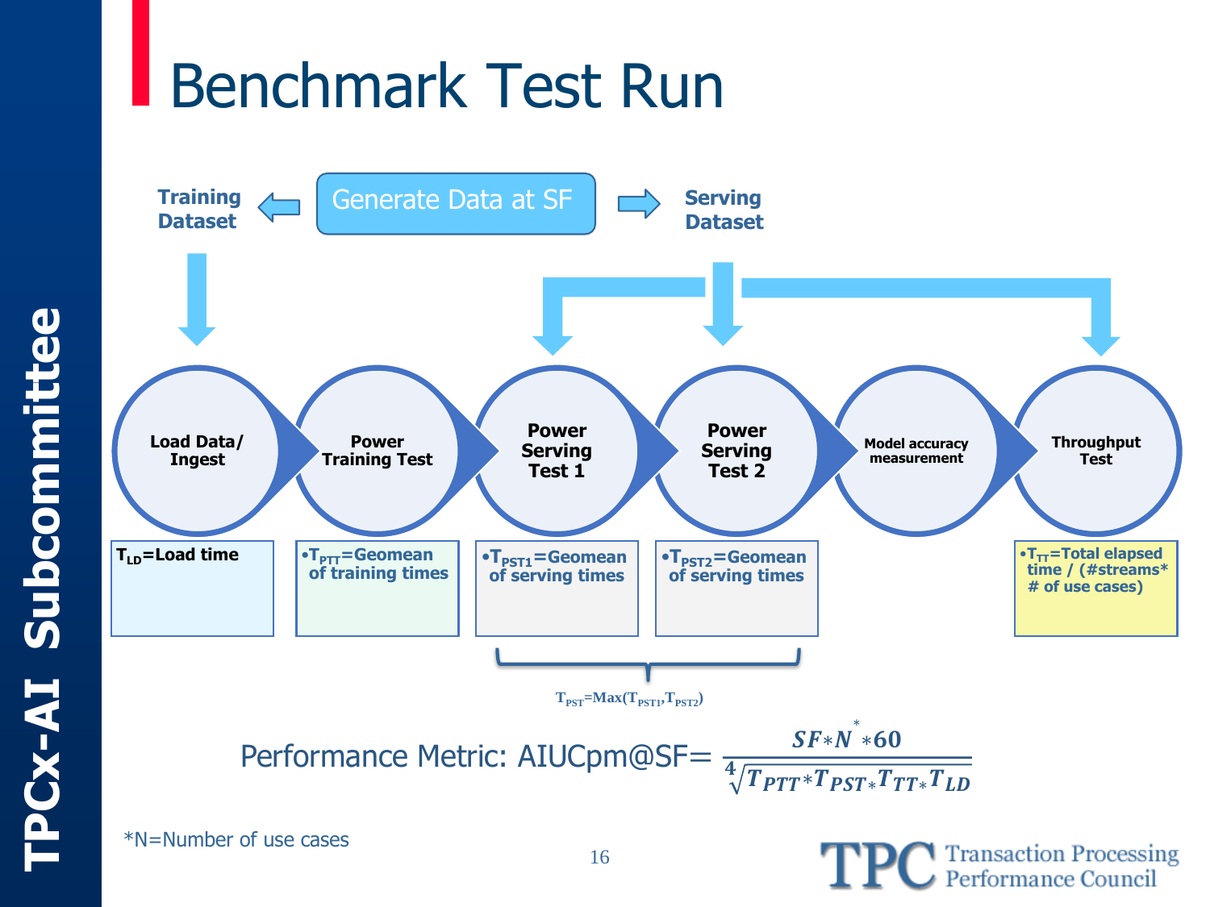# Benchmark Test Run

Training Dataset ← Generate Data at SF → Serving Dataset

**Load Data/ Ingest** → **Power Training Test** → **Power Serving Test 1** → **Power Serving Test 2** → **Model accuracy measurement** → **Throughput Test**

- $T_{LD}$=Load time
- $T_{PTT}$=Geomean of training times
- $T_{PST1}$=Geomean of serving times
- $T_{PST2}$=Geomean of serving times
- $T_{TT}$=Total elapsed time / (#streams* # of use cases)

$T_{PST}=Max(T_{PST1}, T_{PST2})$

Performance Metric: $AIUCpm@SF = \frac{SF * N^{*} * 60}{\sqrt[4]{T_{PTT} * T_{PST} * T_{TT} * T_{LD}}}$

*N=Number of use cases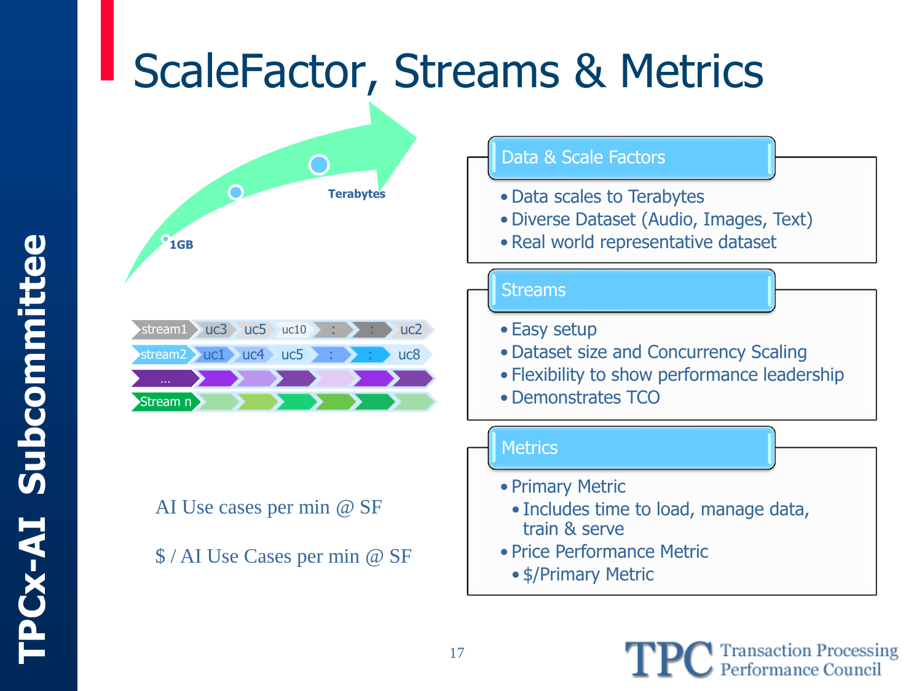# ScaleFactor, Streams & Metrics

1GB → Terabytes

| stream1 | uc3 | uc5 | uc10 | : | : | uc2 |
|---|---|---|---|---|---|---|
| stream2 | uc1 | uc4 | uc5 | : | : | uc8 |
| … | | | | | | |
| Stream n | | | | | | |

AI Use cases per min @ SF

$ / AI Use Cases per min @ SF

## Data & Scale Factors

- Data scales to Terabytes
- Diverse Dataset (Audio, Images, Text)
- Real world representative dataset

## Streams

- Easy setup
- Dataset size and Concurrency Scaling
- Flexibility to show performance leadership
- Demonstrates TCO

## Metrics

- Primary Metric
  - Includes time to load, manage data, train & serve
- Price Performance Metric
  - $/Primary Metric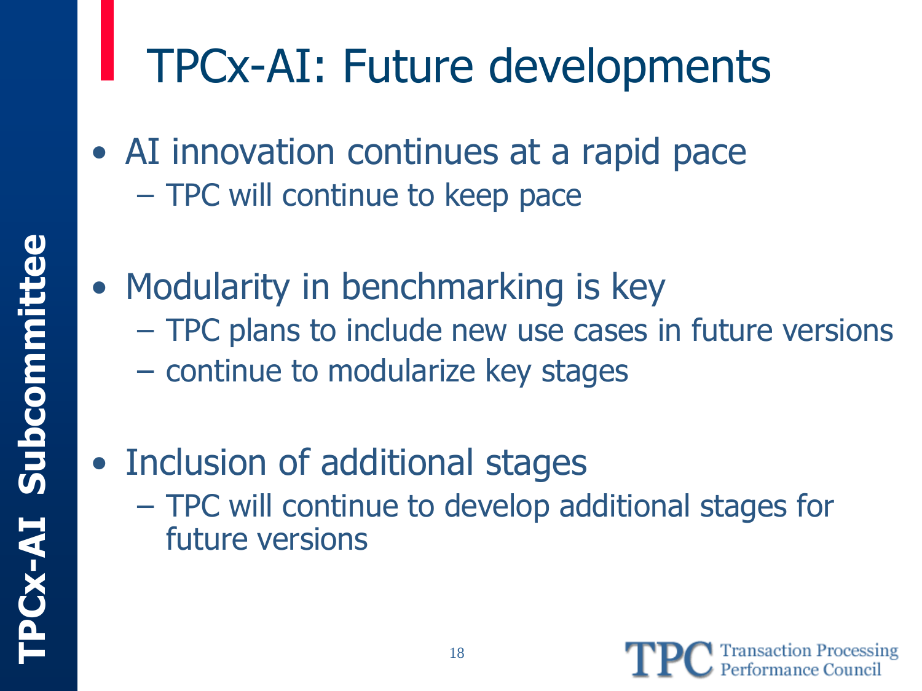# TPCx-AI: Future developments

- AI innovation continues at a rapid pace
  - TPC will continue to keep pace
- Modularity in benchmarking is key
  - TPC plans to include new use cases in future versions
  - continue to modularize key stages
- Inclusion of additional stages
  - TPC will continue to develop additional stages for future versions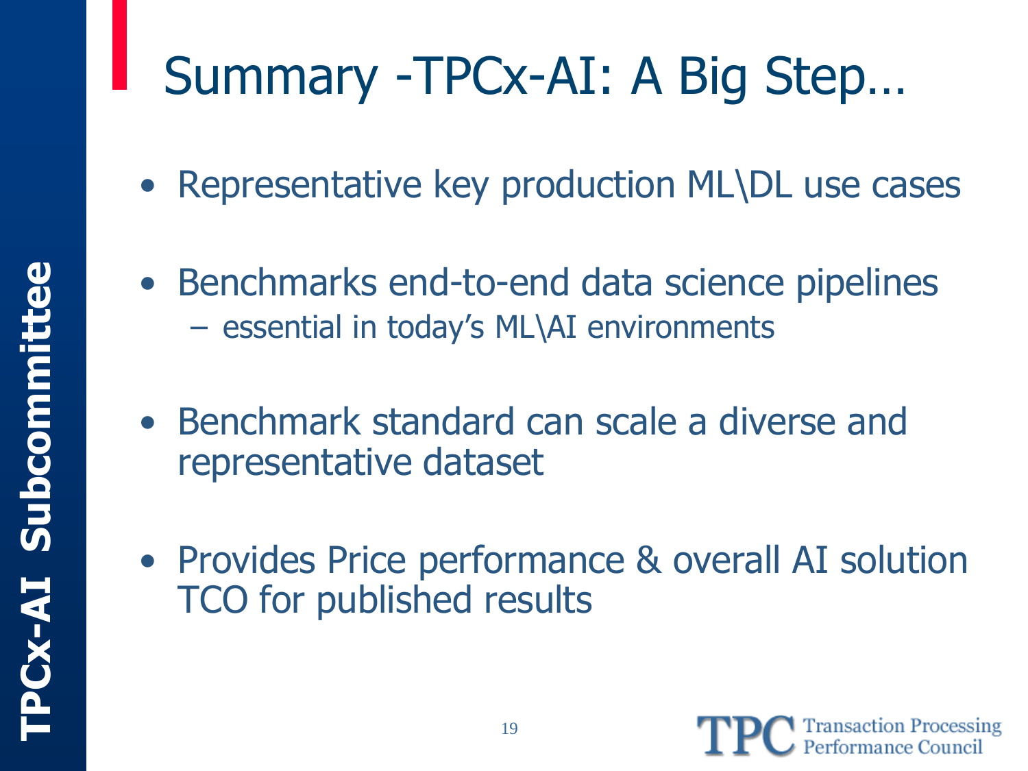# Summary -TPCx-AI: A Big Step…

- Representative key production ML\DL use cases
- Benchmarks end-to-end data science pipelines
  - essential in today's ML\AI environments
- Benchmark standard can scale a diverse and representative dataset
- Provides Price performance & overall AI solution TCO for published results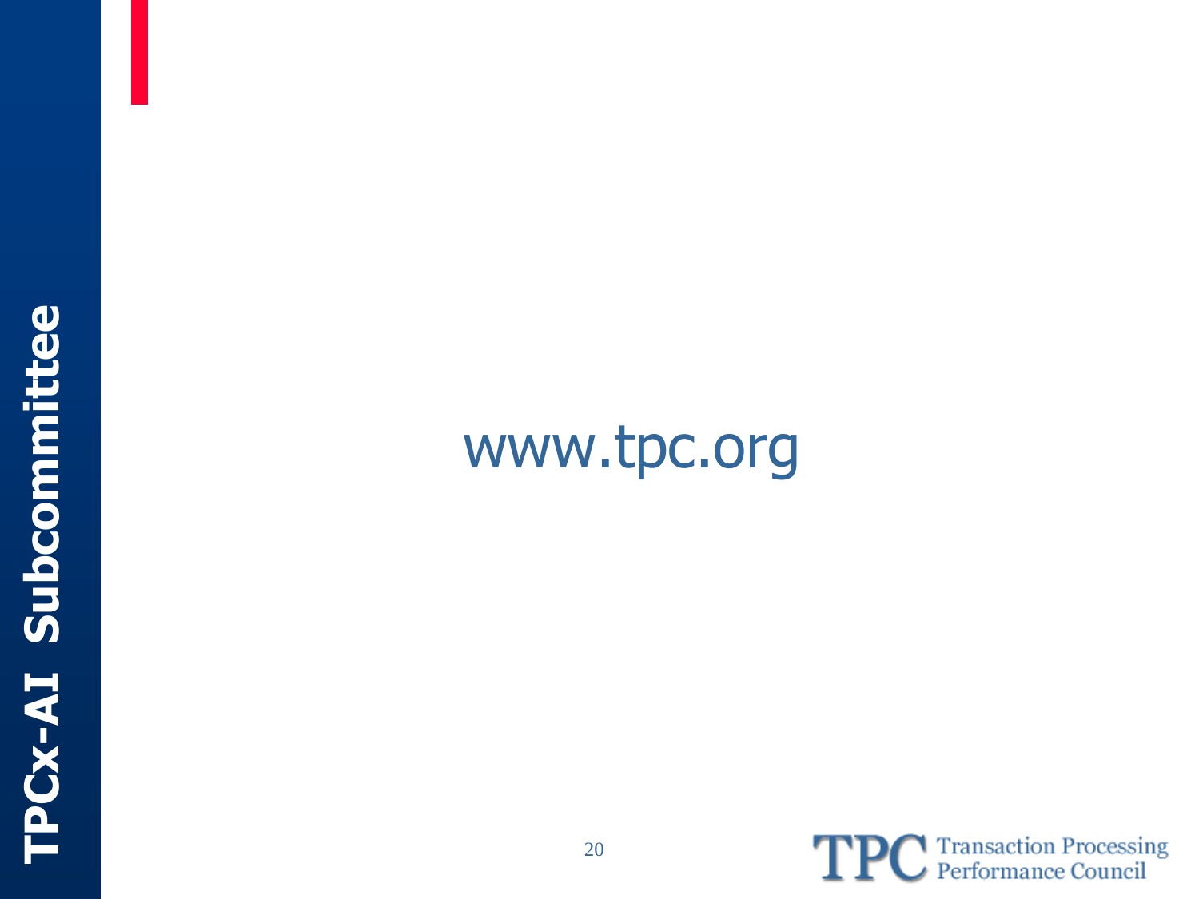www.tpc.org